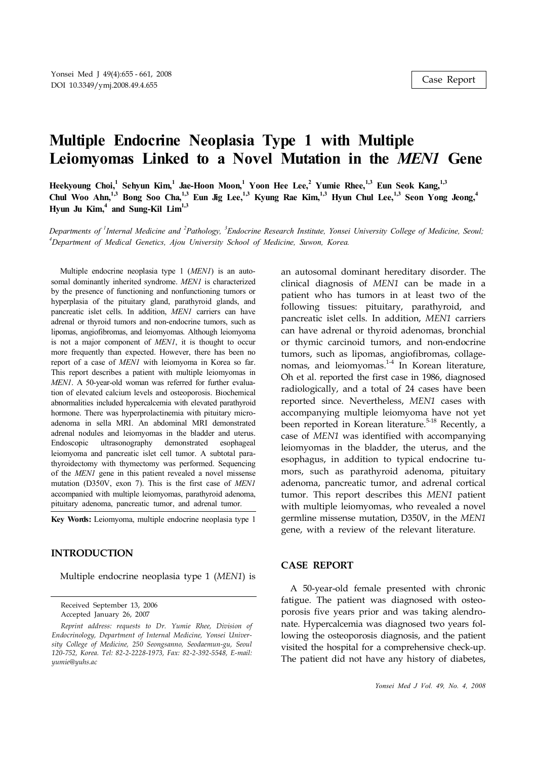Case Report

# Multiple Endocrine Neoplasia Type 1 with Multiple Leiomyomas Linked to a Novel Mutation in the *MEN1* Gene

**Heekyoung Choi,[1] Sehyun Kim,[1] Jae-Hoon Moon,[1] Yoon Hee Lee,[2] Yumie Rhee,[1,3] Eun Seok Kang,[1,3] Chul Woo Ahn,[1,3] Bong Soo Cha,[1,3] Eun Jig Lee,[1,3] Kyung Rae Kim,[1,3] Hyun Chul Lee,[1,3] Seon Yong Jeong,[4] Hyun Ju Kim,[4] and Sung-Kil Lim[1,3]**

*Departments of [1]Internal Medicine and [2]Pathology, [3]Endocrine Research Institute, Yonsei University College of Medicine, Seoul; [4]Department of Medical Genetics, Ajou University School of Medicine, Suwon, Korea.*

Multiple endocrine neoplasia type 1 (*MEN1*) is an autosomal dominantly inherited syndrome. *MEN1* is characterized by the presence of functioning and nonfunctioning tumors or hyperplasia of the pituitary gland, parathyroid glands, and pancreatic islet cells. In addition, *MEN1* carriers can have adrenal or thyroid tumors and non-endocrine tumors, such as lipomas, angiofibromas, and leiomyomas. Although leiomyoma is not a major component of *MEN1*, it is thought to occur more frequently than expected. However, there has been no report of a case of *MEN1* with leiomyoma in Korea so far. This report describes a patient with multiple leiomyomas in *MEN1*. A 50-year-old woman was referred for further evaluation of elevated calcium levels and osteoporosis. Biochemical abnormalities included hypercalcemia with elevated parathyroid hormone. There was hyperprolactinemia with pituitary microadenoma in sella MRI. An abdominal MRI demonstrated adrenal nodules and leiomyomas in the bladder and uterus. Endoscopic ultrasonography demonstrated esophageal leiomyoma and pancreatic islet cell tumor. A subtotal parathyroidectomy with thymectomy was performed. Sequencing of the *MEN1* gene in this patient revealed a novel missense mutation (D350V, exon 7). This is the first case of *MEN1* accompanied with multiple leiomyomas, parathyroid adenoma, pituitary adenoma, pancreatic tumor, and adrenal tumor.

**Key Words:** Leiomyoma, multiple endocrine neoplasia type 1

## INTRODUCTION

Multiple endocrine neoplasia type 1 (*MEN1*) is an autosomal dominant hereditary disorder. The clinical diagnosis of *MEN1* can be made in a patient who has tumors in at least two of the following tissues: pituitary, parathyroid, and pancreatic islet cells. In addition, *MEN1* carriers can have adrenal or thyroid adenomas, bronchial or thymic carcinoid tumors, and non-endocrine tumors, such as lipomas, angiofibromas, collagenomas, and leiomyomas.[1-4] In Korean literature, Oh et al. reported the first case in 1986, diagnosed radiologically, and a total of 24 cases have been reported since. Nevertheless, *MEN1* cases with accompanying multiple leiomyoma have not yet been reported in Korean literature.[5-18] Recently, a case of *MEN1* was identified with accompanying leiomyomas in the bladder, the uterus, and the esophagus, in addition to typical endocrine tumors, such as parathyroid adenoma, pituitary adenoma, pancreatic tumor, and adrenal cortical tumor. This report describes this *MEN1* patient with multiple leiomyomas, who revealed a novel germline missense mutation, D350V, in the *MEN1* gene, with a review of the relevant literature.

## CASE REPORT

A 50-year-old female presented with chronic fatigue. The patient was diagnosed with osteoporosis five years prior and was taking alendronate. Hypercalcemia was diagnosed two years following the osteoporosis diagnosis, and the patient visited the hospital for a comprehensive check-up. The patient did not have any history of diabetes,

Received September 13, 2006
Accepted January 26, 2007

*Reprint address: requests to Dr. Yumie Rhee, Division of Endocrinology, Department of Internal Medicine, Yonsei University College of Medicine, 250 Seongsanno, Seodaemun-gu, Seoul 120-752, Korea. Tel: 82-2-2228-1973, Fax: 82-2-392-5548, E-mail: yumie@yuhs.ac*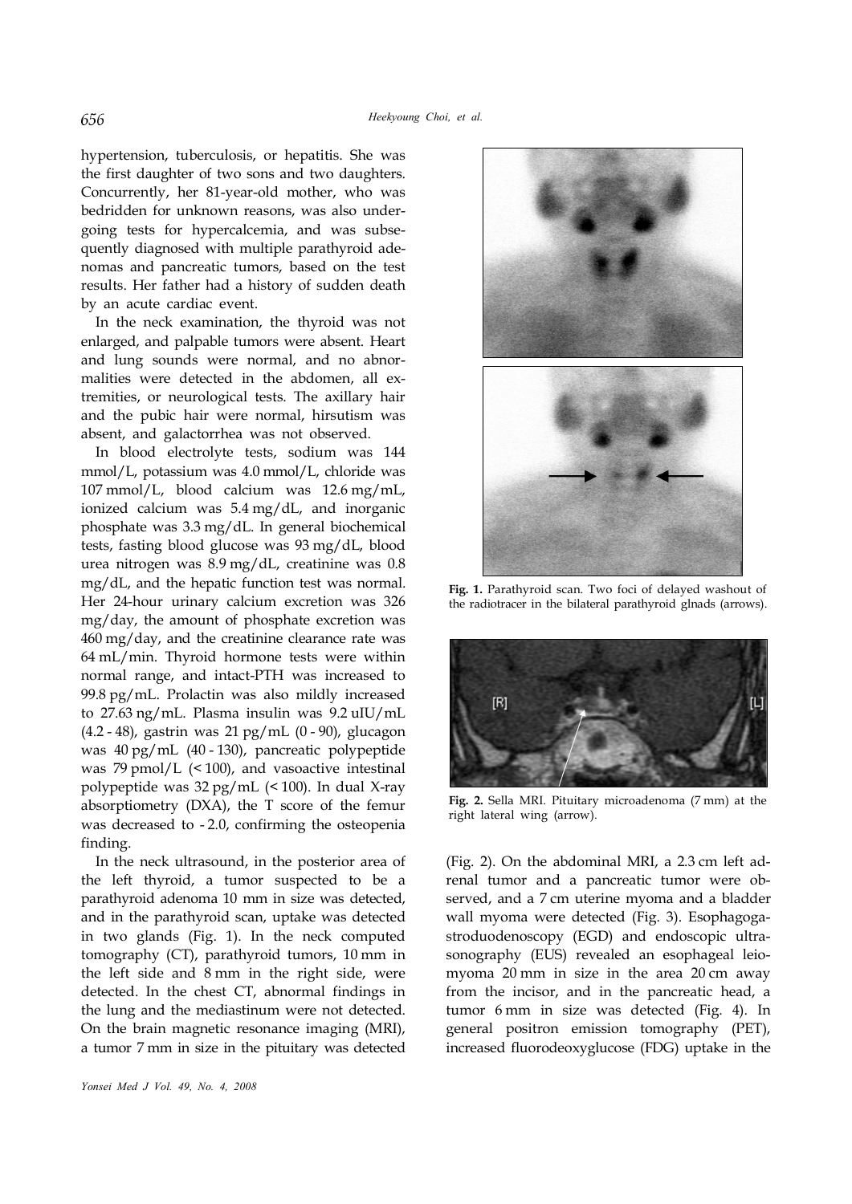hypertension, tuberculosis, or hepatitis. She was the first daughter of two sons and two daughters. Concurrently, her 81-year-old mother, who was bedridden for unknown reasons, was also undergoing tests for hypercalcemia, and was subsequently diagnosed with multiple parathyroid adenomas and pancreatic tumors, based on the test results. Her father had a history of sudden death by an acute cardiac event.

In the neck examination, the thyroid was not enlarged, and palpable tumors were absent. Heart and lung sounds were normal, and no abnormalities were detected in the abdomen, all extremities, or neurological tests. The axillary hair and the pubic hair were normal, hirsutism was absent, and galactorrhea was not observed.

In blood electrolyte tests, sodium was 144 mmol/L, potassium was 4.0 mmol/L, chloride was 107 mmol/L, blood calcium was 12.6 mg/mL, ionized calcium was 5.4 mg/dL, and inorganic phosphate was 3.3 mg/dL. In general biochemical tests, fasting blood glucose was 93 mg/dL, blood urea nitrogen was 8.9 mg/dL, creatinine was 0.8 mg/dL, and the hepatic function test was normal. Her 24-hour urinary calcium excretion was 326 mg/day, the amount of phosphate excretion was 460 mg/day, and the creatinine clearance rate was 64 mL/min. Thyroid hormone tests were within normal range, and intact-PTH was increased to 99.8 pg/mL. Prolactin was also mildly increased to 27.63 ng/mL. Plasma insulin was 9.2 uIU/mL (4.2 - 48), gastrin was 21 pg/mL (0 - 90), glucagon was 40 pg/mL (40 - 130), pancreatic polypeptide was 79 pmol/L (< 100), and vasoactive intestinal polypeptide was 32 pg/mL (< 100). In dual X-ray absorptiometry (DXA), the T score of the femur was decreased to - 2.0, confirming the osteopenia finding.

In the neck ultrasound, in the posterior area of the left thyroid, a tumor suspected to be a parathyroid adenoma 10 mm in size was detected, and in the parathyroid scan, uptake was detected in two glands (Fig. 1). In the neck computed tomography (CT), parathyroid tumors, 10 mm in the left side and 8 mm in the right side, were detected. In the chest CT, abnormal findings in the lung and the mediastinum were not detected. On the brain magnetic resonance imaging (MRI), a tumor 7 mm in size in the pituitary was detected (Fig. 2). On the abdominal MRI, a 2.3 cm left adrenal tumor and a pancreatic tumor were observed, and a 7 cm uterine myoma and a bladder wall myoma were detected (Fig. 3). Esophagogastroduodenoscopy (EGD) and endoscopic ultrasonography (EUS) revealed an esophageal leiomyoma 20 mm in size in the area 20 cm away from the incisor, and in the pancreatic head, a tumor 6 mm in size was detected (Fig. 4). In general positron emission tomography (PET), increased fluorodeoxyglucose (FDG) uptake in the

**Fig. 1.** Parathyroid scan. Two foci of delayed washout of the radiotracer in the bilateral parathyroid glnads (arrows).

**Fig. 2.** Sella MRI. Pituitary microadenoma (7 mm) at the right lateral wing (arrow).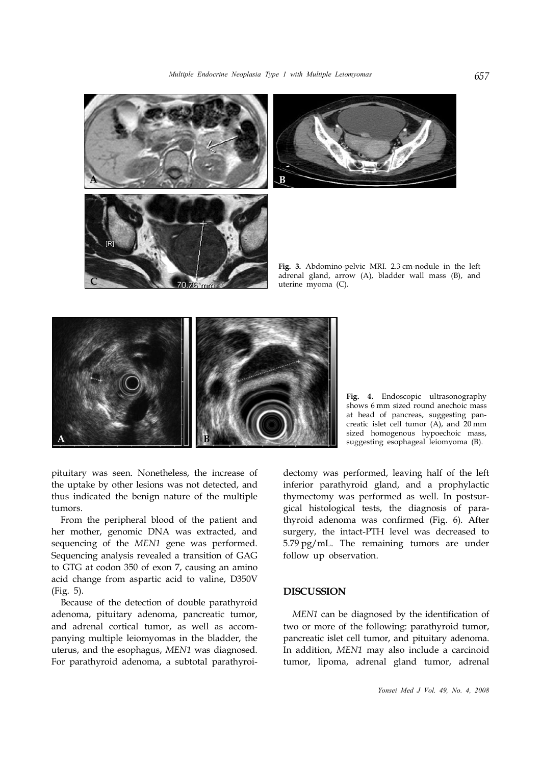**Fig. 3.** Abdomino-pelvic MRI. 2.3 cm-nodule in the left adrenal gland, arrow (A), bladder wall mass (B), and uterine myoma (C).

**Fig. 4.** Endoscopic ultrasonography shows 6 mm sized round anechoic mass at head of pancreas, suggesting pancreatic islet cell tumor (A), and 20 mm sized homogenous hypoechoic mass, suggesting esophageal leiomyoma (B).

pituitary was seen. Nonetheless, the increase of the uptake by other lesions was not detected, and thus indicated the benign nature of the multiple tumors.

From the peripheral blood of the patient and her mother, genomic DNA was extracted, and sequencing of the *MEN1* gene was performed. Sequencing analysis revealed a transition of GAG to GTG at codon 350 of exon 7, causing an amino acid change from aspartic acid to valine, D350V (Fig. 5).

Because of the detection of double parathyroid adenoma, pituitary adenoma, pancreatic tumor, and adrenal cortical tumor, as well as accompanying multiple leiomyomas in the bladder, the uterus, and the esophagus, *MEN1* was diagnosed. For parathyroid adenoma, a subtotal parathyroidectomy was performed, leaving half of the left inferior parathyroid gland, and a prophylactic thymectomy was performed as well. In postsurgical histological tests, the diagnosis of parathyroid adenoma was confirmed (Fig. 6). After surgery, the intact-PTH level was decreased to 5.79 pg/mL. The remaining tumors are under follow up observation.

## DISCUSSION

*MEN1* can be diagnosed by the identification of two or more of the following: parathyroid tumor, pancreatic islet cell tumor, and pituitary adenoma. In addition, *MEN1* may also include a carcinoid tumor, lipoma, adrenal gland tumor, adrenal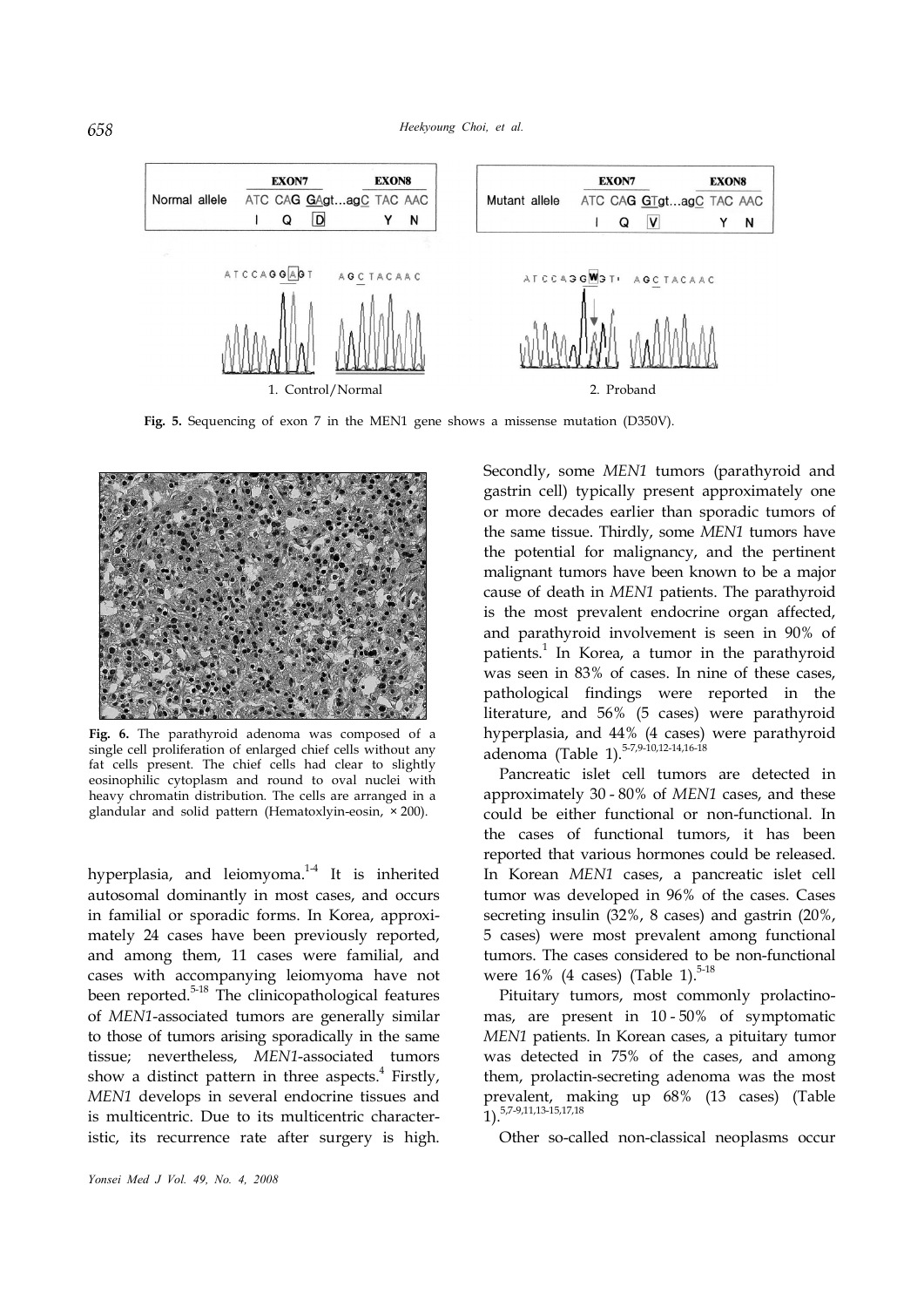Fig. 5. Sequencing of exon 7 in the MEN1 gene shows a missense mutation (D350V).

Fig. 6. The parathyroid adenoma was composed of a single cell proliferation of enlarged chief cells without any fat cells present. The chief cells had clear to slightly eosinophilic cytoplasm and round to oval nuclei with heavy chromatin distribution. The cells are arranged in a glandular and solid pattern (Hematoxlyin-eosin, × 200).

hyperplasia, and leiomyoma.[1-4] It is inherited autosomal dominantly in most cases, and occurs in familial or sporadic forms. In Korea, approximately 24 cases have been previously reported, and among them, 11 cases were familial, and cases with accompanying leiomyoma have not been reported.[5-18] The clinicopathological features of *MEN1*-associated tumors are generally similar to those of tumors arising sporadically in the same tissue; nevertheless, *MEN1*-associated tumors show a distinct pattern in three aspects.[4] Firstly, *MEN1* develops in several endocrine tissues and is multicentric. Due to its multicentric characteristic, its recurrence rate after surgery is high. Secondly, some *MEN1* tumors (parathyroid and gastrin cell) typically present approximately one or more decades earlier than sporadic tumors of the same tissue. Thirdly, some *MEN1* tumors have the potential for malignancy, and the pertinent malignant tumors have been known to be a major cause of death in *MEN1* patients. The parathyroid is the most prevalent endocrine organ affected, and parathyroid involvement is seen in 90% of patients.[1] In Korea, a tumor in the parathyroid was seen in 83% of cases. In nine of these cases, pathological findings were reported in the literature, and 56% (5 cases) were parathyroid hyperplasia, and 44% (4 cases) were parathyroid adenoma (Table 1).[5-7,9-10,12-14,16-18]

Pancreatic islet cell tumors are detected in approximately 30 - 80% of *MEN1* cases, and these could be either functional or non-functional. In the cases of functional tumors, it has been reported that various hormones could be released. In Korean *MEN1* cases, a pancreatic islet cell tumor was developed in 96% of the cases. Cases secreting insulin (32%, 8 cases) and gastrin (20%, 5 cases) were most prevalent among functional tumors. The cases considered to be non-functional were 16% (4 cases) (Table 1).[5-18]

Pituitary tumors, most commonly prolactinomas, are present in 10 - 50% of symptomatic *MEN1* patients. In Korean cases, a pituitary tumor was detected in 75% of the cases, and among them, prolactin-secreting adenoma was the most prevalent, making up 68% (13 cases) (Table 1).[5,7-9,11,13-15,17,18]

Other so-called non-classical neoplasms occur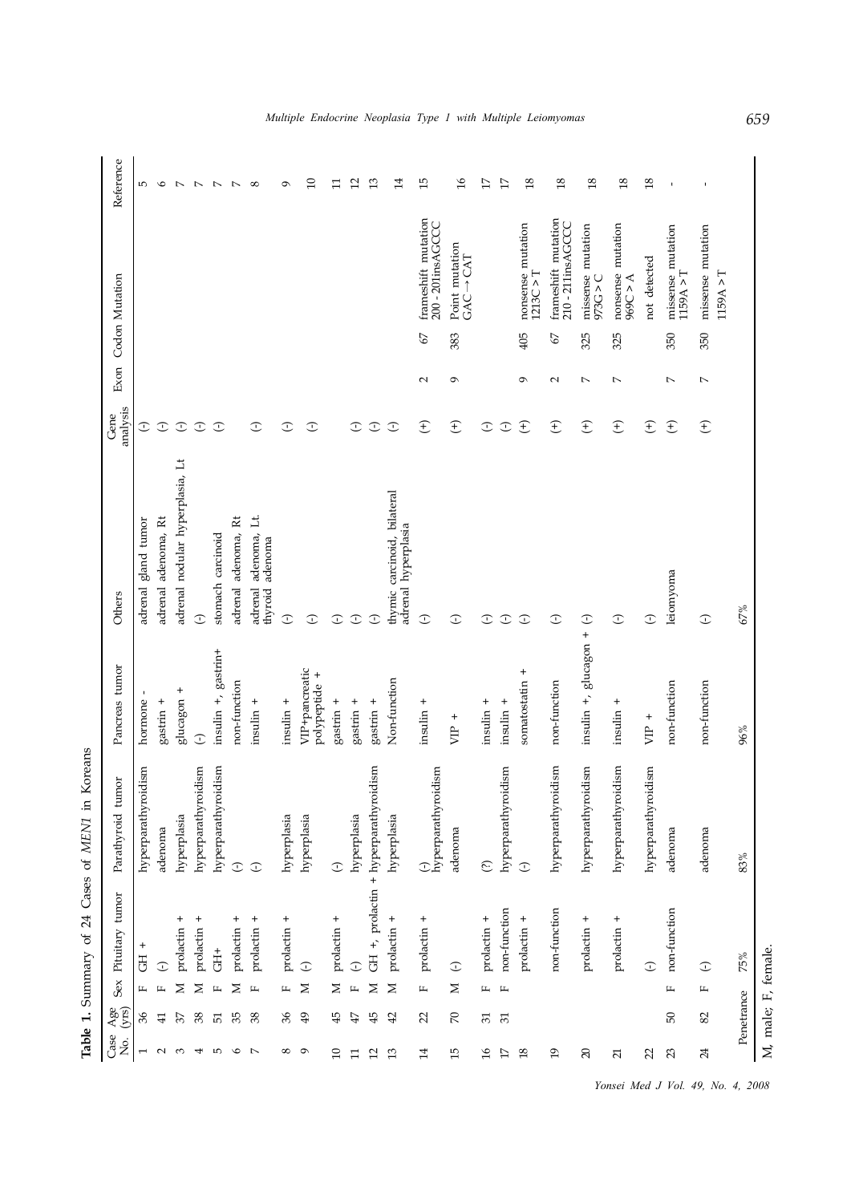**Table 1.** Summary of 24 Cases of *MEN1* in Koreans

| Case No. | Age (yrs) | Sex | Pituitary tumor | Parathyroid tumor | Pancreas tumor | Others | Gene analysis | Exon | Codon | Mutation | Reference |
|---|---|---|---|---|---|---|---|---|---|---|---|
| 1 | 36 | F | GH + | hyperparathyroidism | hormone - | adrenal gland tumor | (-) | | | | 5 |
| 2 | 41 | F | (-) | adenoma | gastrin + | adrenal adenoma, Rt | (-) | | | | 6 |
| 3 | 37 | M | prolactin + | hyperplasia | glucagon + | adrenal nodular hyperplasia, Lt | (-) | | | | 7 |
| 4 | 38 | M | prolactin + | hyperparathyroidism | (-) | (-) | (-) | | | | 7 |
| 5 | 51 | F | GH+ | hyperparathyroidism | insulin +, gastrin+ | stomach carcinoid | (-) | | | | 7 |
| 6 | 35 | M | prolactin + | (-) | non-function | adrenal adenoma, Rt | | | | | 7 |
| 7 | 38 | F | prolactin + | (-) | insulin + | adrenal adenoma, Lt. thyroid adenoma | (-) | | | | 8 |
| 8 | 36 | F | prolactin + | hyperplasia | insulin + | (-) | (-) | | | | 9 |
| 9 | 49 | M | (-) | hyperplasia | VIP+pancreatic polypeptide + | (-) | (-) | | | | 10 |
| 10 | 45 | M | prolactin + | (-) | gastrin + | (-) | | | | | 11 |
| 11 | 47 | F | (-) | hyperplasia | gastrin + | (-) | (-) | | | | 12 |
| 12 | 45 | M | GH +, prolactin + | hyperparathyroidism | gastrin + | (-) | (-) | | | | 13 |
| 13 | 42 | M | prolactin + | hyperplasia | Non-function | thymic carcinoid, bilateral adrenal hyperplasia | (-) | | | | 14 |
| 14 | 22 | F | prolactin + | (-) hyperparathyroidism | insulin + | (-) | (+) | 2 | 67 | frameshift mutation 200 - 201insAGCCC | 15 |
| 15 | 70 | M | (-) | adenoma | VIP + | (-) | (+) | 9 | 383 | Point mutation GAC → CAT | 16 |
| 16 | 31 | F | prolactin + | (?) | insulin + | (-) | (-) | | | | 17 |
| 17 | 31 | F | non-function | hyperparathyroidism | insulin + | (-) | (-) | | | | 17 |
| 18 | | | prolactin + | (-) | somatostatin + | (-) | (+) | 9 | 405 | nonsense mutation 1213C > T | 18 |
| 19 | | | non-function | hyperparathyroidism | non-function | (-) | (+) | 2 | 67 | frameshift mutation 210 - 211insAGCCC | 18 |
| 20 | | | prolactin + | hyperparathyroidism | insulin +, glucagon + | (-) | (+) | 7 | 325 | missense mutation 973G > C | 18 |
| 21 | | | prolactin + | hyperparathyroidism | insulin + | (-) | (+) | 7 | 325 | nonsense mutation 969C > A | 18 |
| 22 | | | (-) | hyperparathyroidism | VIP + | (-) | (+) | | | not detected | 18 |
| 23 | 50 | F | non-function | adenoma | non-function | leiomyoma | (+) | 7 | 350 | missense mutation 1159A > T | - |
| 24 | 82 | F | (-) | adenoma | non-function | (-) | (+) | 7 | 350 | missense mutation 1159A > T | - |
| Penetrance | | | 75% | 83% | 96% | 67% | | | | | |

M, male; F, female.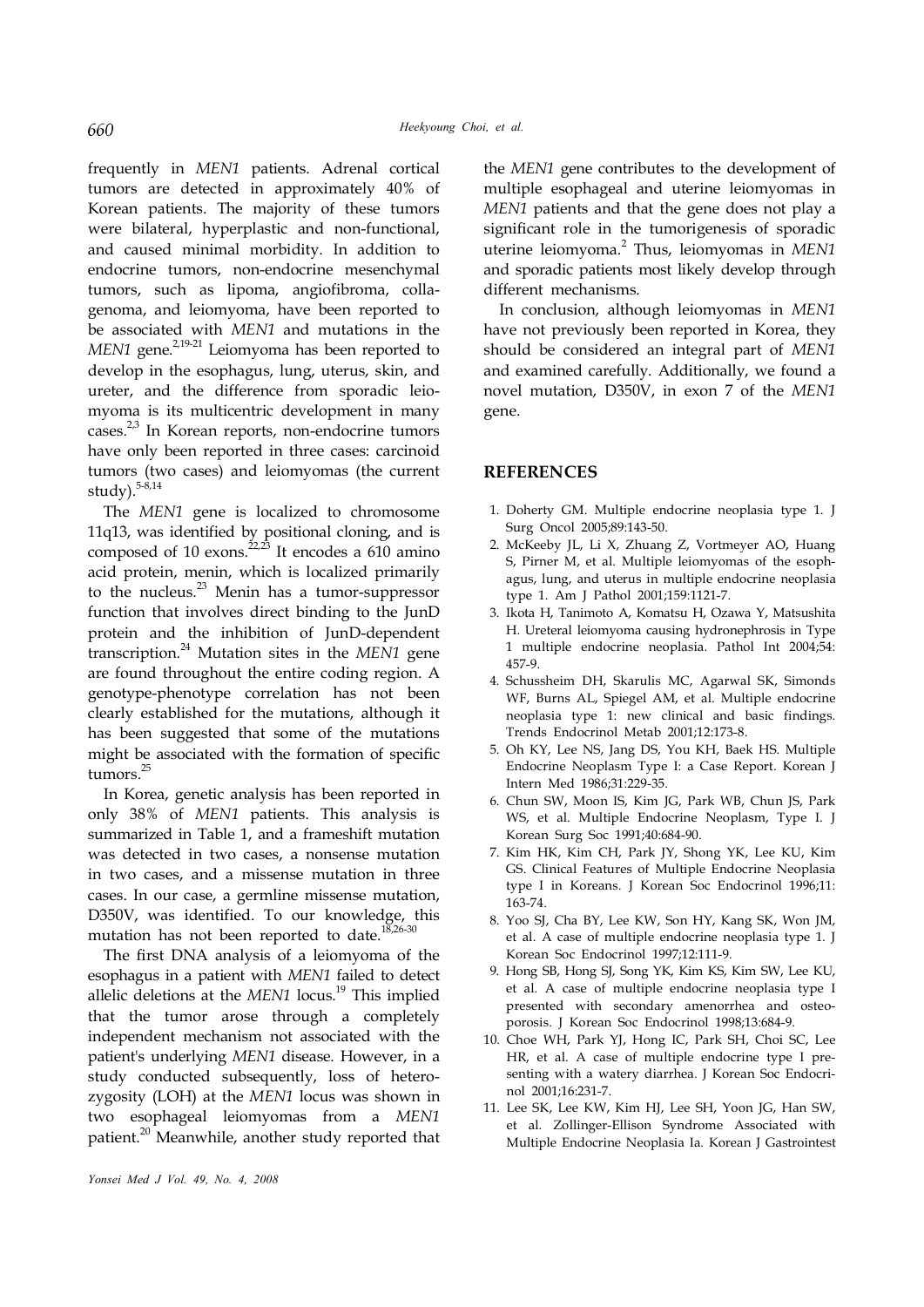frequently in *MEN1* patients. Adrenal cortical tumors are detected in approximately 40% of Korean patients. The majority of these tumors were bilateral, hyperplastic and non-functional, and caused minimal morbidity. In addition to endocrine tumors, non-endocrine mesenchymal tumors, such as lipoma, angiofibroma, collagenoma, and leiomyoma, have been reported to be associated with *MEN1* and mutations in the *MEN1* gene.[2,19-21] Leiomyoma has been reported to develop in the esophagus, lung, uterus, skin, and ureter, and the difference from sporadic leiomyoma is its multicentric development in many cases.[2,3] In Korean reports, non-endocrine tumors have only been reported in three cases: carcinoid tumors (two cases) and leiomyomas (the current study).[5-8,14]

The *MEN1* gene is localized to chromosome 11q13, was identified by positional cloning, and is composed of 10 exons.[22,23] It encodes a 610 amino acid protein, menin, which is localized primarily to the nucleus.[23] Menin has a tumor-suppressor function that involves direct binding to the JunD protein and the inhibition of JunD-dependent transcription.[24] Mutation sites in the *MEN1* gene are found throughout the entire coding region. A genotype-phenotype correlation has not been clearly established for the mutations, although it has been suggested that some of the mutations might be associated with the formation of specific tumors.[25]

In Korea, genetic analysis has been reported in only 38% of *MEN1* patients. This analysis is summarized in Table 1, and a frameshift mutation was detected in two cases, a nonsense mutation in two cases, and a missense mutation in three cases. In our case, a germline missense mutation, D350V, was identified. To our knowledge, this mutation has not been reported to date.[18,26-30]

The first DNA analysis of a leiomyoma of the esophagus in a patient with *MEN1* failed to detect allelic deletions at the *MEN1* locus.[19] This implied that the tumor arose through a completely independent mechanism not associated with the patient's underlying *MEN1* disease. However, in a study conducted subsequently, loss of heterozygosity (LOH) at the *MEN1* locus was shown in two esophageal leiomyomas from a *MEN1* patient.[20] Meanwhile, another study reported that the *MEN1* gene contributes to the development of multiple esophageal and uterine leiomyomas in *MEN1* patients and that the gene does not play a significant role in the tumorigenesis of sporadic uterine leiomyoma.[2] Thus, leiomyomas in *MEN1* and sporadic patients most likely develop through different mechanisms.

In conclusion, although leiomyomas in *MEN1* have not previously been reported in Korea, they should be considered an integral part of *MEN1* and examined carefully. Additionally, we found a novel mutation, D350V, in exon 7 of the *MEN1* gene.

## REFERENCES

1. Doherty GM. Multiple endocrine neoplasia type 1. J Surg Oncol 2005;89:143-50.
2. McKeeby JL, Li X, Zhuang Z, Vortmeyer AO, Huang S, Pirner M, et al. Multiple leiomyomas of the esophagus, lung, and uterus in multiple endocrine neoplasia type 1. Am J Pathol 2001;159:1121-7.
3. Ikota H, Tanimoto A, Komatsu H, Ozawa Y, Matsushita H. Ureteral leiomyoma causing hydronephrosis in Type 1 multiple endocrine neoplasia. Pathol Int 2004;54:457-9.
4. Schussheim DH, Skarulis MC, Agarwal SK, Simonds WF, Burns AL, Spiegel AM, et al. Multiple endocrine neoplasia type 1: new clinical and basic findings. Trends Endocrinol Metab 2001;12:173-8.
5. Oh KY, Lee NS, Jang DS, You KH, Baek HS. Multiple Endocrine Neoplasm Type I: a Case Report. Korean J Intern Med 1986;31:229-35.
6. Chun SW, Moon IS, Kim JG, Park WB, Chun JS, Park WS, et al. Multiple Endocrine Neoplasm, Type I. J Korean Surg Soc 1991;40:684-90.
7. Kim HK, Kim CH, Park JY, Shong YK, Lee KU, Kim GS. Clinical Features of Multiple Endocrine Neoplasia type I in Koreans. J Korean Soc Endocrinol 1996;11:163-74.
8. Yoo SJ, Cha BY, Lee KW, Son HY, Kang SK, Won JM, et al. A case of multiple endocrine neoplasia type 1. J Korean Soc Endocrinol 1997;12:111-9.
9. Hong SB, Hong SJ, Song YK, Kim KS, Kim SW, Lee KU, et al. A case of multiple endocrine neoplasia type I presented with secondary amenorrhea and osteoporosis. J Korean Soc Endocrinol 1998;13:684-9.
10. Choe WH, Park YJ, Hong IC, Park SH, Choi SC, Lee HR, et al. A case of multiple endocrine type I presenting with a watery diarrhea. J Korean Soc Endocrinol 2001;16:231-7.
11. Lee SK, Lee KW, Kim HJ, Lee SH, Yoon JG, Han SW, et al. Zollinger-Ellison Syndrome Associated with Multiple Endocrine Neoplasia Ia. Korean J Gastrointest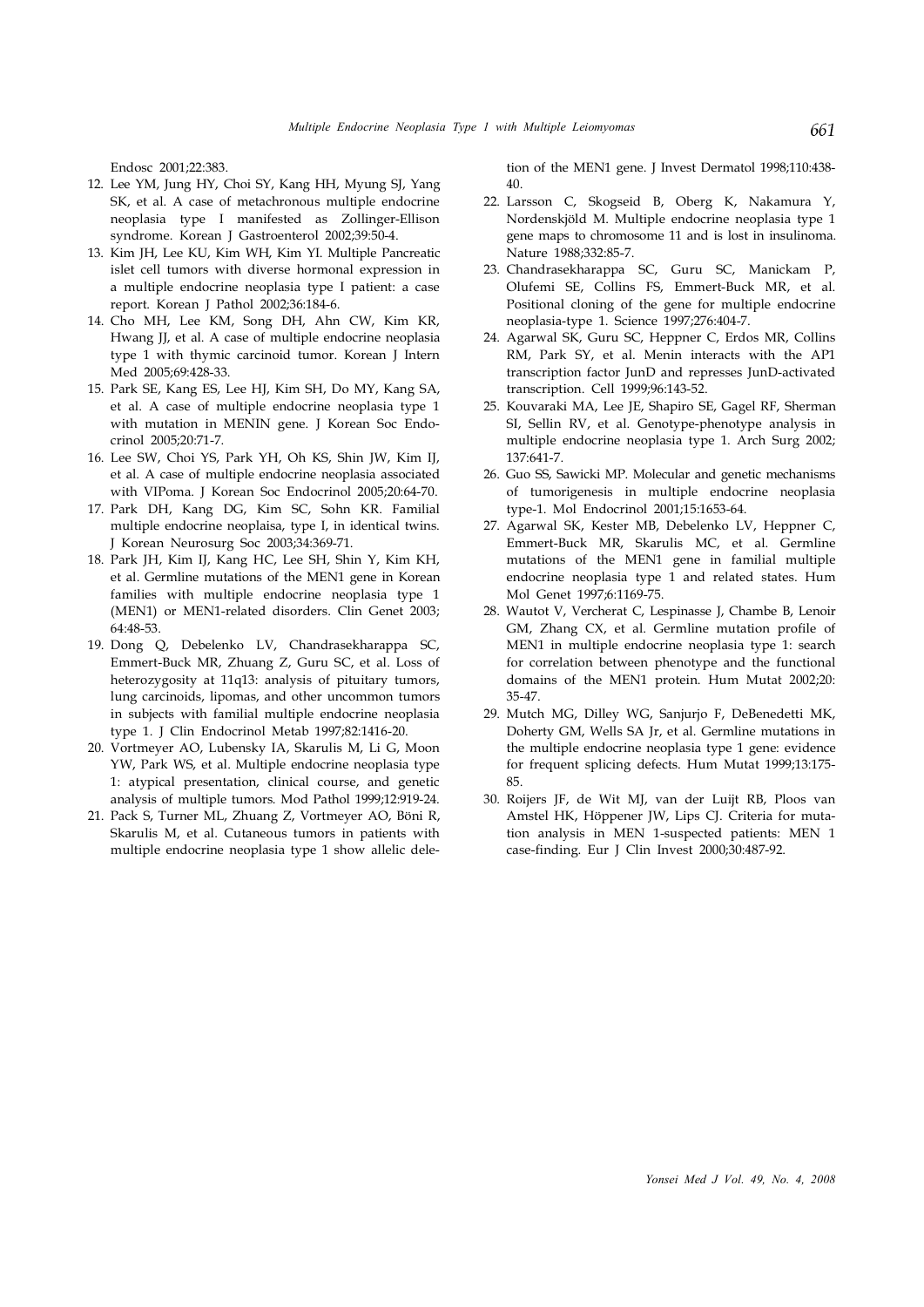Endosc 2001;22:383.

12. Lee YM, Jung HY, Choi SY, Kang HH, Myung SJ, Yang SK, et al. A case of metachronous multiple endocrine neoplasia type I manifested as Zollinger-Ellison syndrome. Korean J Gastroenterol 2002;39:50-4.
13. Kim JH, Lee KU, Kim WH, Kim YI. Multiple Pancreatic islet cell tumors with diverse hormonal expression in a multiple endocrine neoplasia type I patient: a case report. Korean J Pathol 2002;36:184-6.
14. Cho MH, Lee KM, Song DH, Ahn CW, Kim KR, Hwang JJ, et al. A case of multiple endocrine neoplasia type 1 with thymic carcinoid tumor. Korean J Intern Med 2005;69:428-33.
15. Park SE, Kang ES, Lee HJ, Kim SH, Do MY, Kang SA, et al. A case of multiple endocrine neoplasia type 1 with mutation in MENIN gene. J Korean Soc Endocrinol 2005;20:71-7.
16. Lee SW, Choi YS, Park YH, Oh KS, Shin JW, Kim IJ, et al. A case of multiple endocrine neoplasia associated with VIPoma. J Korean Soc Endocrinol 2005;20:64-70.
17. Park DH, Kang DG, Kim SC, Sohn KR. Familial multiple endocrine neoplaisa, type I, in identical twins. J Korean Neurosurg Soc 2003;34:369-71.
18. Park JH, Kim IJ, Kang HC, Lee SH, Shin Y, Kim KH, et al. Germline mutations of the MEN1 gene in Korean families with multiple endocrine neoplasia type 1 (MEN1) or MEN1-related disorders. Clin Genet 2003; 64:48-53.
19. Dong Q, Debelenko LV, Chandrasekharappa SC, Emmert-Buck MR, Zhuang Z, Guru SC, et al. Loss of heterozygosity at 11q13: analysis of pituitary tumors, lung carcinoids, lipomas, and other uncommon tumors in subjects with familial multiple endocrine neoplasia type 1. J Clin Endocrinol Metab 1997;82:1416-20.
20. Vortmeyer AO, Lubensky IA, Skarulis M, Li G, Moon YW, Park WS, et al. Multiple endocrine neoplasia type 1: atypical presentation, clinical course, and genetic analysis of multiple tumors. Mod Pathol 1999;12:919-24.
21. Pack S, Turner ML, Zhuang Z, Vortmeyer AO, Böni R, Skarulis M, et al. Cutaneous tumors in patients with multiple endocrine neoplasia type 1 show allelic deletion of the MEN1 gene. J Invest Dermatol 1998;110:438-40.
22. Larsson C, Skogseid B, Oberg K, Nakamura Y, Nordenskjöld M. Multiple endocrine neoplasia type 1 gene maps to chromosome 11 and is lost in insulinoma. Nature 1988;332:85-7.
23. Chandrasekharappa SC, Guru SC, Manickam P, Olufemi SE, Collins FS, Emmert-Buck MR, et al. Positional cloning of the gene for multiple endocrine neoplasia-type 1. Science 1997;276:404-7.
24. Agarwal SK, Guru SC, Heppner C, Erdos MR, Collins RM, Park SY, et al. Menin interacts with the AP1 transcription factor JunD and represses JunD-activated transcription. Cell 1999;96:143-52.
25. Kouvaraki MA, Lee JE, Shapiro SE, Gagel RF, Sherman SI, Sellin RV, et al. Genotype-phenotype analysis in multiple endocrine neoplasia type 1. Arch Surg 2002; 137:641-7.
26. Guo SS, Sawicki MP. Molecular and genetic mechanisms of tumorigenesis in multiple endocrine neoplasia type-1. Mol Endocrinol 2001;15:1653-64.
27. Agarwal SK, Kester MB, Debelenko LV, Heppner C, Emmert-Buck MR, Skarulis MC, et al. Germline mutations of the MEN1 gene in familial multiple endocrine neoplasia type 1 and related states. Hum Mol Genet 1997;6:1169-75.
28. Wautot V, Vercherat C, Lespinasse J, Chambe B, Lenoir GM, Zhang CX, et al. Germline mutation profile of MEN1 in multiple endocrine neoplasia type 1: search for correlation between phenotype and the functional domains of the MEN1 protein. Hum Mutat 2002;20: 35-47.
29. Mutch MG, Dilley WG, Sanjurjo F, DeBenedetti MK, Doherty GM, Wells SA Jr, et al. Germline mutations in the multiple endocrine neoplasia type 1 gene: evidence for frequent splicing defects. Hum Mutat 1999;13:175-85.
30. Roijers JF, de Wit MJ, van der Luijt RB, Ploos van Amstel HK, Höppener JW, Lips CJ. Criteria for mutation analysis in MEN 1-suspected patients: MEN 1 case-finding. Eur J Clin Invest 2000;30:487-92.